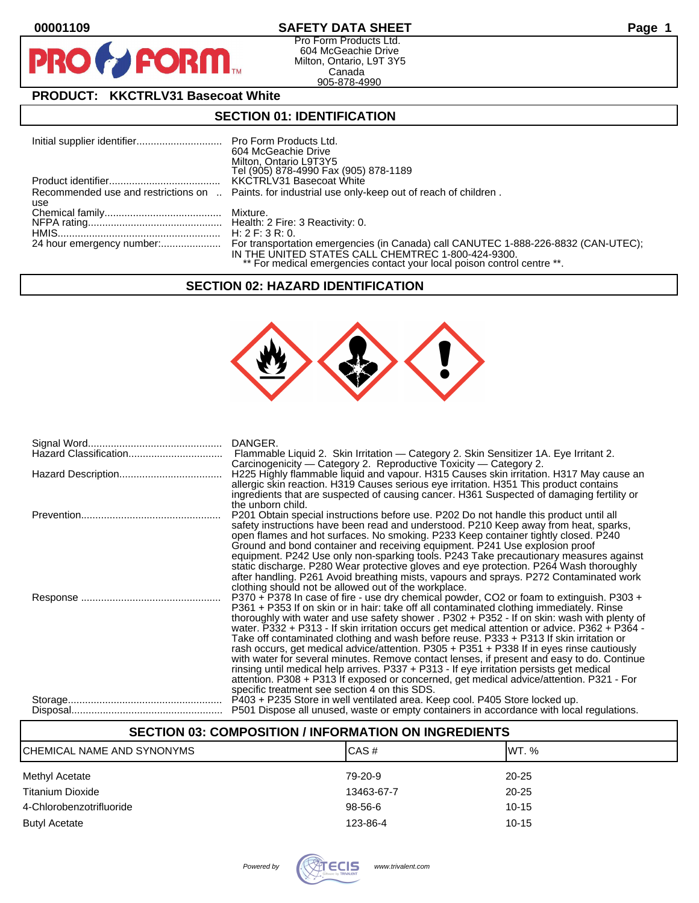00001109 **SAFETY DATA SHEET**

Pro Form Products Ltd.
604 McGeachie Drive
Milton, Ontario, L9T 3Y5
Canada
905-878-4990

## PRODUCT: KKCTRLV31 Basecoat White

## SECTION 01: IDENTIFICATION

| | |
|---|---|
| Initial supplier identifier | Pro Form Products Ltd.<br>604 McGeachie Drive<br>Milton, Ontario L9T3Y5<br>Tel (905) 878-4990 Fax (905) 878-1189 |
| Product identifier | KKCTRLV31 Basecoat White |
| Recommended use and restrictions on use | Paints. for industrial use only-keep out of reach of children . |
| Chemical family | Mixture. |
| NFPA rating | Health: 2 Fire: 3 Reactivity: 0. |
| HMIS | H: 2 F: 3 R: 0. |
| 24 hour emergency number: | For transportation emergencies (in Canada) call CANUTEC 1-888-226-8832 (CAN-UTEC); IN THE UNITED STATES CALL CHEMTREC 1-800-424-9300.<br>** For medical emergencies contact your local poison control centre **. |

## SECTION 02: HAZARD IDENTIFICATION

| | |
|---|---|
| Signal Word | DANGER. |
| Hazard Classification | Flammable Liquid 2. Skin Irritation — Category 2. Skin Sensitizer 1A. Eye Irritant 2. Carcinogenicity — Category 2. Reproductive Toxicity — Category 2. |
| Hazard Description | H225 Highly flammable liquid and vapour. H315 Causes skin irritation. H317 May cause an allergic skin reaction. H319 Causes serious eye irritation. H351 This product contains ingredients that are suspected of causing cancer. H361 Suspected of damaging fertility or the unborn child. |
| Prevention | P201 Obtain special instructions before use. P202 Do not handle this product until all safety instructions have been read and understood. P210 Keep away from heat, sparks, open flames and hot surfaces. No smoking. P233 Keep container tightly closed. P240 Ground and bond container and receiving equipment. P241 Use explosion proof equipment. P242 Use only non-sparking tools. P243 Take precautionary measures against static discharge. P280 Wear protective gloves and eye protection. P264 Wash thoroughly after handling. P261 Avoid breathing mists, vapours and sprays. P272 Contaminated work clothing should not be allowed out of the workplace. |
| Response | P370 + P378 In case of fire - use dry chemical powder, CO2 or foam to extinguish. P303 + P361 + P353 If on skin or in hair: take off all contaminated clothing immediately. Rinse thoroughly with water and use safety shower . P302 + P352 - If on skin: wash with plenty of water. P332 + P313 - If skin irritation occurs get medical attention or advice. P362 + P364 - Take off contaminated clothing and wash before reuse. P333 + P313 If skin irritation or rash occurs, get medical advice/attention. P305 + P351 + P338 If in eyes rinse cautiously with water for several minutes. Remove contact lenses, if present and easy to do. Continue rinsing until medical help arrives. P337 + P313 - If eye irritation persists get medical attention. P308 + P313 If exposed or concerned, get medical advice/attention. P321 - For specific treatment see section 4 on this SDS. |
| Storage | P403 + P235 Store in well ventilated area. Keep cool. P405 Store locked up. |
| Disposal | P501 Dispose all unused, waste or empty containers in accordance with local regulations. |

## SECTION 03: COMPOSITION / INFORMATION ON INGREDIENTS

| CHEMICAL NAME AND SYNONYMS | CAS # | WT. % |
|---|---|---|
| Methyl Acetate | 79-20-9 | 20-25 |
| Titanium Dioxide | 13463-67-7 | 20-25 |
| 4-Chlorobenzotrifluoride | 98-56-6 | 10-15 |
| Butyl Acetate | 123-86-4 | 10-15 |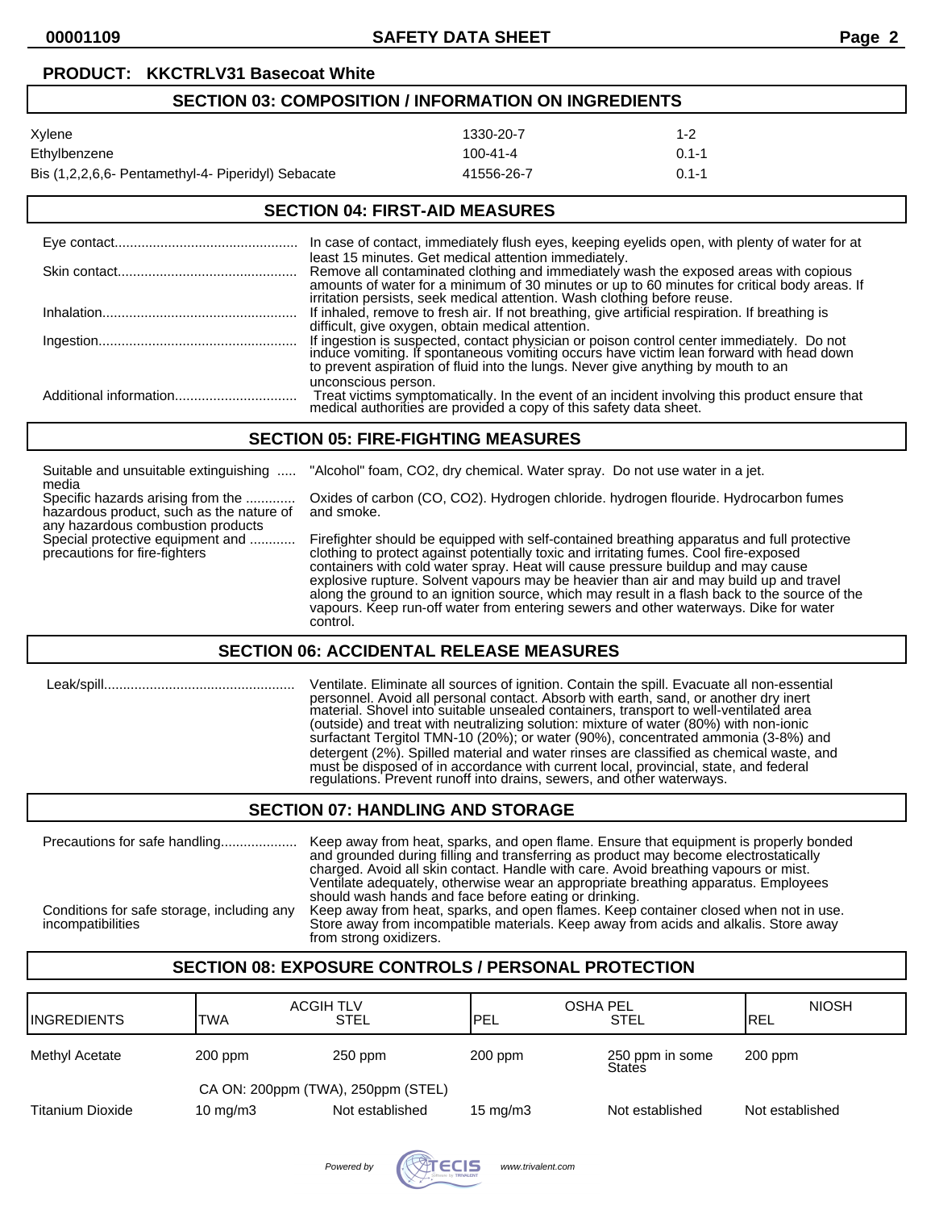**PRODUCT: KKCTRLV31 Basecoat White**

## SECTION 03: COMPOSITION / INFORMATION ON INGREDIENTS

| | | |
|---|---|---|
| Xylene | 1330-20-7 | 1-2 |
| Ethylbenzene | 100-41-4 | 0.1-1 |
| Bis (1,2,2,6,6- Pentamethyl-4- Piperidyl) Sebacate | 41556-26-7 | 0.1-1 |

## SECTION 04: FIRST-AID MEASURES

**Eye contact:** In case of contact, immediately flush eyes, keeping eyelids open, with plenty of water for at least 15 minutes. Get medical attention immediately.

**Skin contact:** Remove all contaminated clothing and immediately wash the exposed areas with copious amounts of water for a minimum of 30 minutes or up to 60 minutes for critical body areas. If irritation persists, seek medical attention. Wash clothing before reuse.

**Inhalation:** If inhaled, remove to fresh air. If not breathing, give artificial respiration. If breathing is difficult, give oxygen, obtain medical attention.

**Ingestion:** If ingestion is suspected, contact physician or poison control center immediately. Do not induce vomiting. If spontaneous vomiting occurs have victim lean forward with head down to prevent aspiration of fluid into the lungs. Never give anything by mouth to an unconscious person.

**Additional information:** Treat victims symptomatically. In the event of an incident involving this product ensure that medical authorities are provided a copy of this safety data sheet.

## SECTION 05: FIRE-FIGHTING MEASURES

**Suitable and unsuitable extinguishing media:** "Alcohol" foam, $CO_2$, dry chemical. Water spray. Do not use water in a jet.

**Specific hazards arising from the hazardous product, such as the nature of any hazardous combustion products:** Oxides of carbon (CO, $CO_2$). Hydrogen chloride. hydrogen flouride. Hydrocarbon fumes and smoke.

**Special protective equipment and precautions for fire-fighters:** Firefighter should be equipped with self-contained breathing apparatus and full protective clothing to protect against potentially toxic and irritating fumes. Cool fire-exposed containers with cold water spray. Heat will cause pressure buildup and may cause explosive rupture. Solvent vapours may be heavier than air and may build up and travel along the ground to an ignition source, which may result in a flash back to the source of the vapours. Keep run-off water from entering sewers and other waterways. Dike for water control.

## SECTION 06: ACCIDENTAL RELEASE MEASURES

**Leak/spill:** Ventilate. Eliminate all sources of ignition. Contain the spill. Evacuate all non-essential personnel. Avoid all personal contact. Absorb with earth, sand, or another dry inert material. Shovel into suitable unsealed containers, transport to well-ventilated area (outside) and treat with neutralizing solution: mixture of water (80%) with non-ionic surfactant Tergitol TMN-10 (20%); or water (90%), concentrated ammonia (3-8%) and detergent (2%). Spilled material and water rinses are classified as chemical waste, and must be disposed of in accordance with current local, provincial, state, and federal regulations. Prevent runoff into drains, sewers, and other waterways.

## SECTION 07: HANDLING AND STORAGE

**Precautions for safe handling:** Keep away from heat, sparks, and open flame. Ensure that equipment is properly bonded and grounded during filling and transferring as product may become electrostatically charged. Avoid all skin contact. Handle with care. Avoid breathing vapours or mist. Ventilate adequately, otherwise wear an appropriate breathing apparatus. Employees should wash hands and face before eating or drinking.

**Conditions for safe storage, including any incompatibilities:** Keep away from heat, sparks, and open flames. Keep container closed when not in use. Store away from incompatible materials. Keep away from acids and alkalis. Store away from strong oxidizers.

## SECTION 08: EXPOSURE CONTROLS / PERSONAL PROTECTION

| INGREDIENTS | ACGIH TLV TWA | ACGIH TLV STEL | OSHA PEL PEL | OSHA PEL STEL | NIOSH REL |
|---|---|---|---|---|---|
| Methyl Acetate | 200 ppm | 250 ppm | 200 ppm | 250 ppm in some States | 200 ppm |
| | CA ON: 200ppm (TWA), 250ppm (STEL) | | | | |
| Titanium Dioxide | 10 mg/m3 | Not established | 15 mg/m3 | Not established | Not established |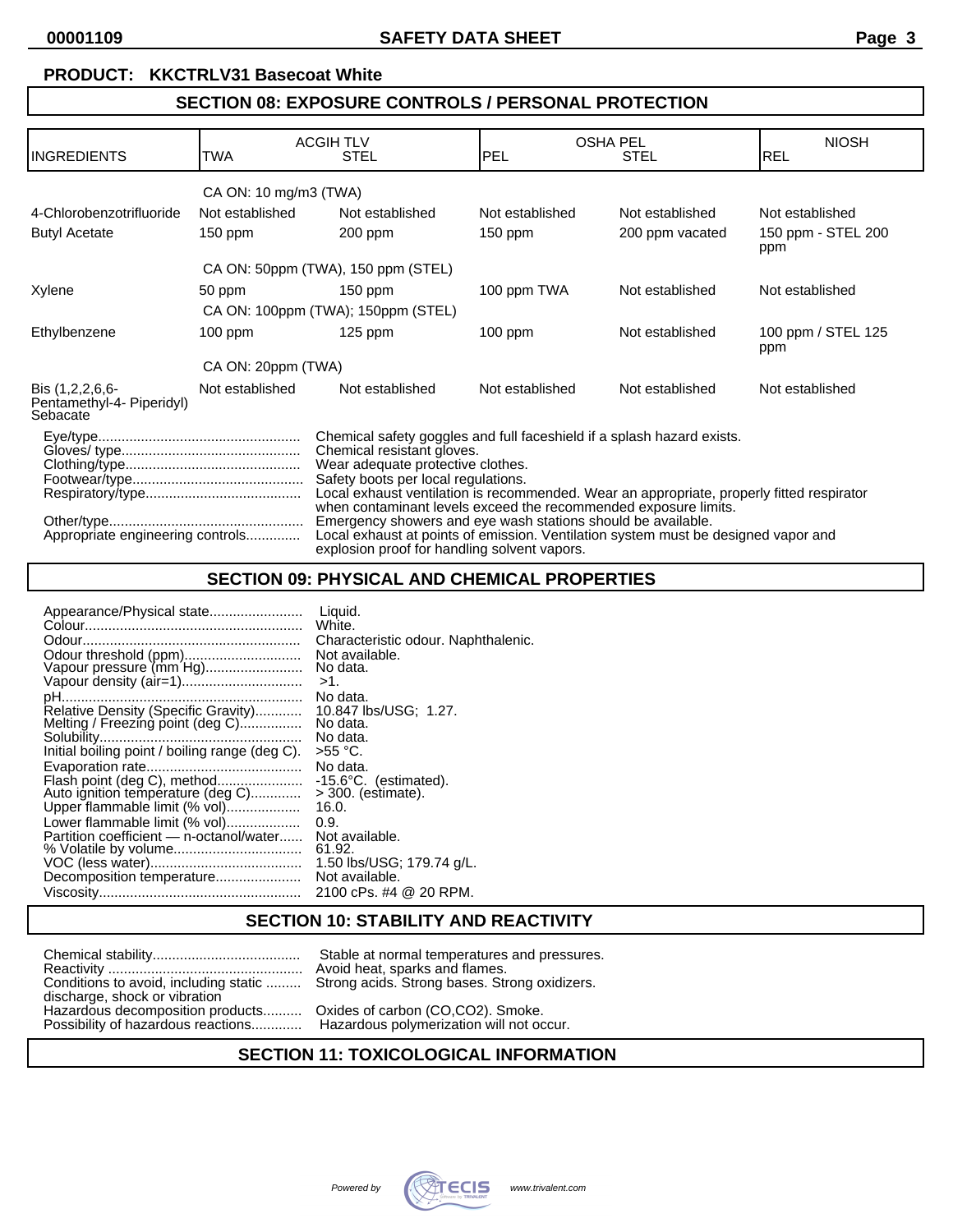**PRODUCT: KKCTRLV31 Basecoat White**

## SECTION 08: EXPOSURE CONTROLS / PERSONAL PROTECTION

| INGREDIENTS | ACGIH TLV TWA | ACGIH TLV STEL | OSHA PEL PEL | OSHA PEL STEL | NIOSH REL |
|---|---|---|---|---|---|
| | CA ON: 10 mg/m3 (TWA) | | | | |
| 4-Chlorobenzotrifluoride | Not established | Not established | Not established | Not established | Not established |
| Butyl Acetate | 150 ppm | 200 ppm | 150 ppm | 200 ppm vacated | 150 ppm - STEL 200 ppm |
| | CA ON: 50ppm (TWA), 150 ppm (STEL) | | | | |
| Xylene | 50 ppm | 150 ppm | 100 ppm TWA | Not established | Not established |
| | CA ON: 100ppm (TWA); 150ppm (STEL) | | | | |
| Ethylbenzene | 100 ppm | 125 ppm | 100 ppm | Not established | 100 ppm / STEL 125 ppm |
| | CA ON: 20ppm (TWA) | | | | |
| Bis (1,2,2,6,6- Pentamethyl-4- Piperidyl) Sebacate | Not established | Not established | Not established | Not established | Not established |

Eye/type................................................... Chemical safety goggles and full faceshield if a splash hazard exists.
Gloves/ type............................................. Chemical resistant gloves.
Clothing/type............................................ Wear adequate protective clothes.
Footwear/type........................................... Safety boots per local regulations.
Respiratory/type....................................... Local exhaust ventilation is recommended. Wear an appropriate, properly fitted respirator when contaminant levels exceed the recommended exposure limits.
Other/type................................................. Emergency showers and eye wash stations should be available.
Appropriate engineering controls.............. Local exhaust at points of emission. Ventilation system must be designed vapor and explosion proof for handling solvent vapors.

## SECTION 09: PHYSICAL AND CHEMICAL PROPERTIES

Appearance/Physical state........................ Liquid.
Colour........................................................ White.
Odour......................................................... Characteristic odour. Naphthalenic.
Odour threshold (ppm).............................. Not available.
Vapour pressure (mm Hg)......................... No data.
Vapour density (air=1)............................... >1.
pH.............................................................. No data.
Relative Density (Specific Gravity)............ 10.847 lbs/USG; 1.27.
Melting / Freezing point (deg C)................ No data.
Solubility.................................................... No data.
Initial boiling point / boiling range (deg C). >55 °C.
Evaporation rate........................................ No data.
Flash point (deg C), method...................... -15.6°C. (estimated).
Auto ignition temperature (deg C)............. > 300. (estimate).
Upper flammable limit (% vol)................... 16.0.
Lower flammable limit (% vol)................... 0.9.
Partition coefficient — n-octanol/water...... Not available.
% Volatile by volume................................. 61.92.
VOC (less water)....................................... 1.50 lbs/USG; 179.74 g/L.
Decomposition temperature...................... Not available.
Viscosity.................................................... 2100 cPs. #4 @ 20 RPM.

## SECTION 10: STABILITY AND REACTIVITY

Chemical stability...................................... Stable at normal temperatures and pressures.
Reactivity .................................................. Avoid heat, sparks and flames.
Conditions to avoid, including static discharge, shock or vibration ......... Strong acids. Strong bases. Strong oxidizers.
Hazardous decomposition products.......... Oxides of carbon (CO,CO2). Smoke.
Possibility of hazardous reactions............. Hazardous polymerization will not occur.

## SECTION 11: TOXICOLOGICAL INFORMATION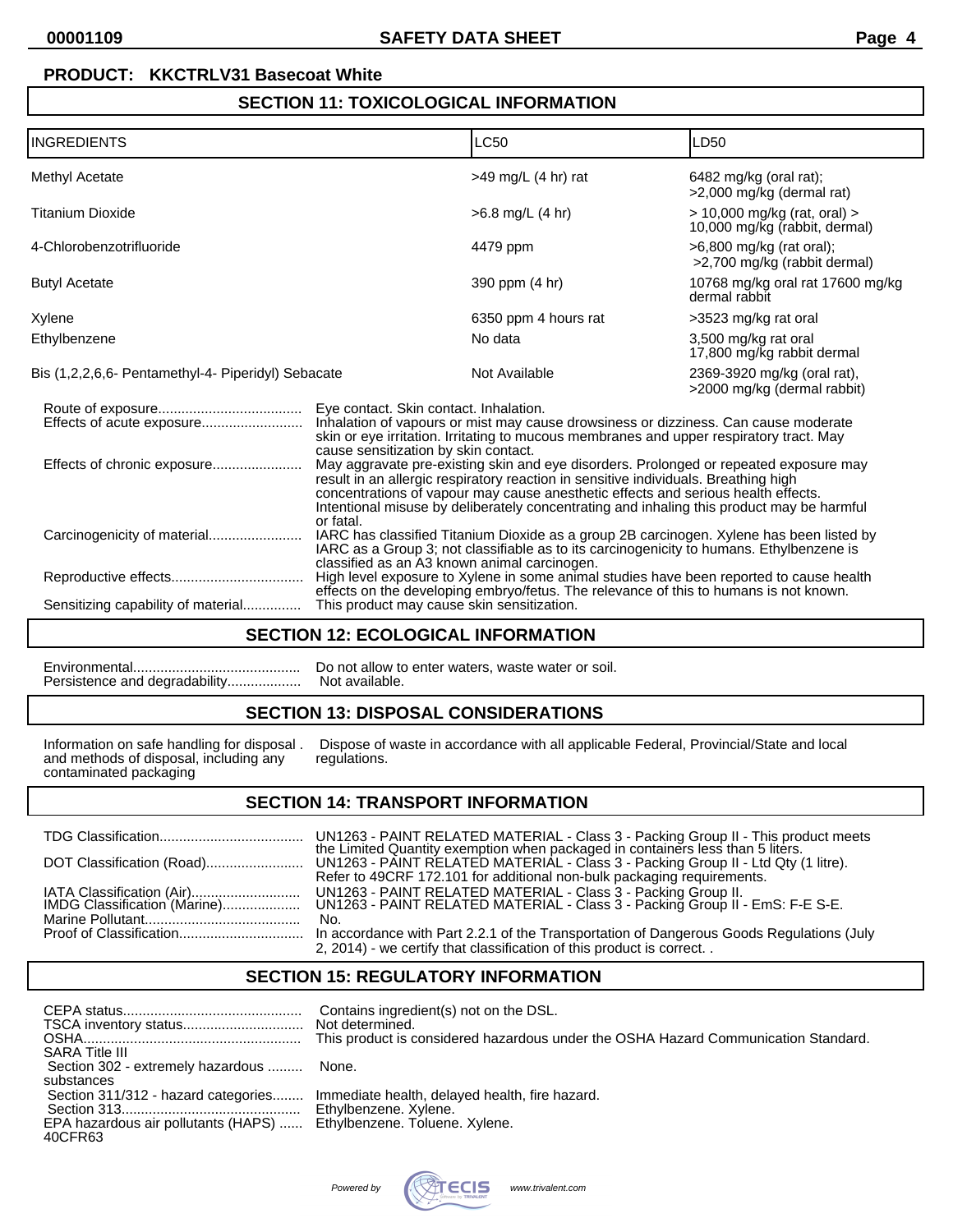**PRODUCT: KKCTRLV31 Basecoat White**

## SECTION 11: TOXICOLOGICAL INFORMATION

| INGREDIENTS | LC50 | LD50 |
|---|---|---|
| Methyl Acetate | >49 mg/L (4 hr) rat | 6482 mg/kg (oral rat); >2,000 mg/kg (dermal rat) |
| Titanium Dioxide | >6.8 mg/L (4 hr) | > 10,000 mg/kg (rat, oral) > 10,000 mg/kg (rabbit, dermal) |
| 4-Chlorobenzotrifluoride | 4479 ppm | >6,800 mg/kg (rat oral); >2,700 mg/kg (rabbit dermal) |
| Butyl Acetate | 390 ppm (4 hr) | 10768 mg/kg oral rat 17600 mg/kg dermal rabbit |
| Xylene | 6350 ppm 4 hours rat | >3523 mg/kg rat oral |
| Ethylbenzene | No data | 3,500 mg/kg rat oral 17,800 mg/kg rabbit dermal |
| Bis (1,2,2,6,6- Pentamethyl-4- Piperidyl) Sebacate | Not Available | 2369-3920 mg/kg (oral rat), >2000 mg/kg (dermal rabbit) |

Route of exposure.................................... Eye contact. Skin contact. Inhalation.

Effects of acute exposure.......................... Inhalation of vapours or mist may cause drowsiness or dizziness. Can cause moderate skin or eye irritation. Irritating to mucous membranes and upper respiratory tract. May cause sensitization by skin contact.

Effects of chronic exposure....................... May aggravate pre-existing skin and eye disorders. Prolonged or repeated exposure may result in an allergic respiratory reaction in sensitive individuals. Breathing high concentrations of vapour may cause anesthetic effects and serious health effects. Intentional misuse by deliberately concentrating and inhaling this product may be harmful or fatal.

Carcinogenicity of material........................ IARC has classified Titanium Dioxide as a group 2B carcinogen. Xylene has been listed by IARC as a Group 3; not classifiable as to its carcinogenicity to humans. Ethylbenzene is classified as an A3 known animal carcinogen.

Reproductive effects.................................. High level exposure to Xylene in some animal studies have been reported to cause health effects on the developing embryo/fetus. The relevance of this to humans is not known.

Sensitizing capability of material............... This product may cause skin sensitization.

## SECTION 12: ECOLOGICAL INFORMATION

Environmental........................................... Do not allow to enter waters, waste water or soil.

Persistence and degradability................... Not available.

## SECTION 13: DISPOSAL CONSIDERATIONS

Information on safe handling for disposal . and methods of disposal, including any contaminated packaging — Dispose of waste in accordance with all applicable Federal, Provincial/State and local regulations.

## SECTION 14: TRANSPORT INFORMATION

TDG Classification..................................... UN1263 - PAINT RELATED MATERIAL - Class 3 - Packing Group II - This product meets the Limited Quantity exemption when packaged in containers less than 5 liters.

DOT Classification (Road)......................... UN1263 - PAINT RELATED MATERIAL - Class 3 - Packing Group II - Ltd Qty (1 litre). Refer to 49CRF 172.101 for additional non-bulk packaging requirements.

IATA Classification (Air)............................ UN1263 - PAINT RELATED MATERIAL - Class 3 - Packing Group II.

IMDG Classification (Marine).................... UN1263 - PAINT RELATED MATERIAL - Class 3 - Packing Group II - EmS: F-E S-E.

Marine Pollutant........................................ No.

Proof of Classification................................ In accordance with Part 2.2.1 of the Transportation of Dangerous Goods Regulations (July 2, 2014) - we certify that classification of this product is correct. .

## SECTION 15: REGULATORY INFORMATION

CEPA status.............................................. Contains ingredient(s) not on the DSL.

TSCA inventory status............................... Not determined.

OSHA........................................................ This product is considered hazardous under the OSHA Hazard Communication Standard.

SARA Title III

Section 302 - extremely hazardous ......... substances — None.

Section 311/312 - hazard categories........ Immediate health, delayed health, fire hazard.

Section 313.............................................. Ethylbenzene. Xylene.

EPA hazardous air pollutants (HAPS) ...... 40CFR63 — Ethylbenzene. Toluene. Xylene.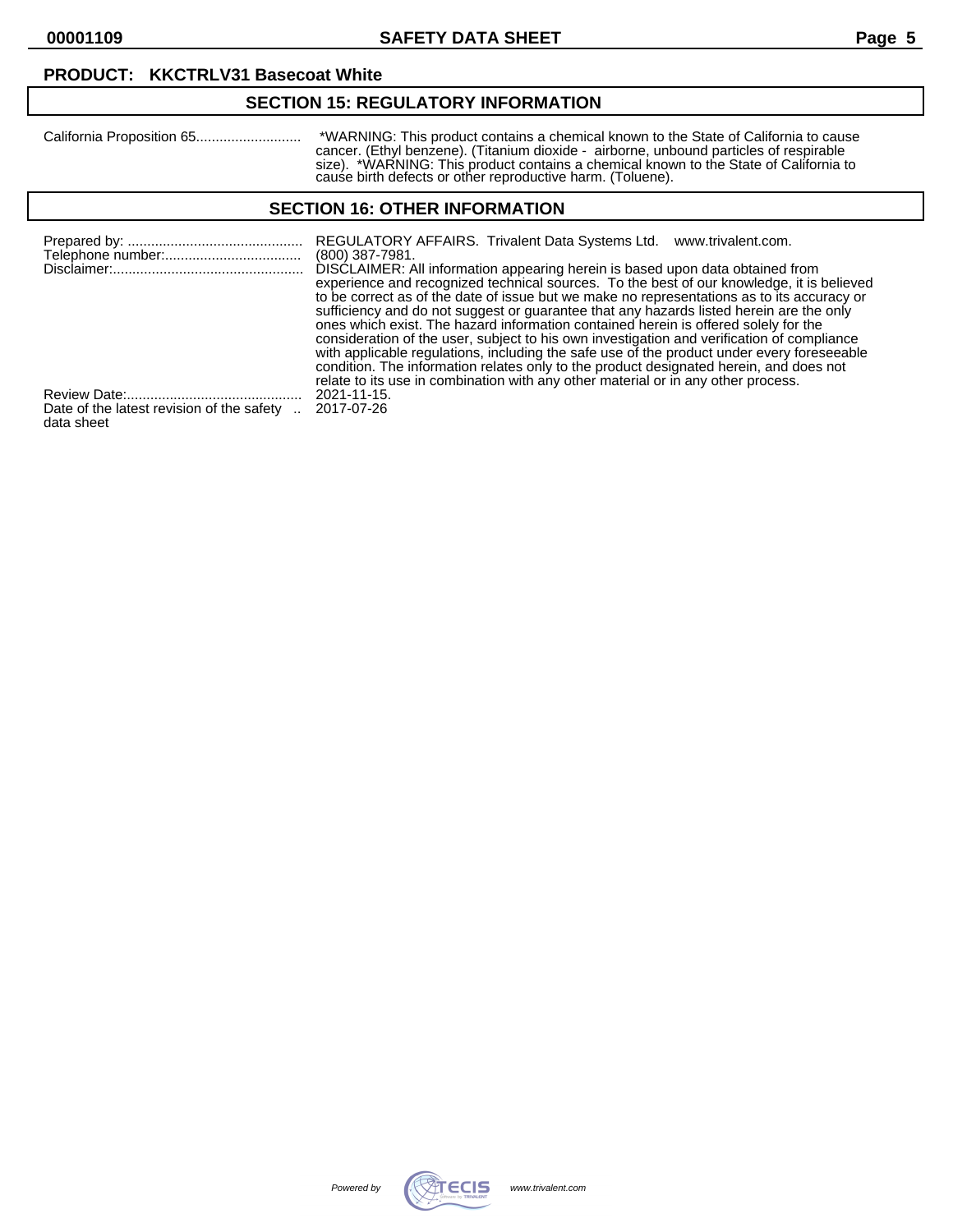**PRODUCT: KKCTRLV31 Basecoat White**

## SECTION 15: REGULATORY INFORMATION

California Proposition 65........................... *WARNING: This product contains a chemical known to the State of California to cause cancer. (Ethyl benzene). (Titanium dioxide - airborne, unbound particles of respirable size). *WARNING: This product contains a chemical known to the State of California to cause birth defects or other reproductive harm. (Toluene).

## SECTION 16: OTHER INFORMATION

Prepared by: ............................................. REGULATORY AFFAIRS. Trivalent Data Systems Ltd. www.trivalent.com.

Telephone number:.................................... (800) 387-7981.

Disclaimer:................................................. DISCLAIMER: All information appearing herein is based upon data obtained from experience and recognized technical sources. To the best of our knowledge, it is believed to be correct as of the date of issue but we make no representations as to its accuracy or sufficiency and do not suggest or guarantee that any hazards listed herein are the only ones which exist. The hazard information contained herein is offered solely for the consideration of the user, subject to his own investigation and verification of compliance with applicable regulations, including the safe use of the product under every foreseeable condition. The information relates only to the product designated herein, and does not relate to its use in combination with any other material or in any other process.

Review Date:............................................. 2021-11-15.

Date of the latest revision of the safety data sheet .. 2017-07-26